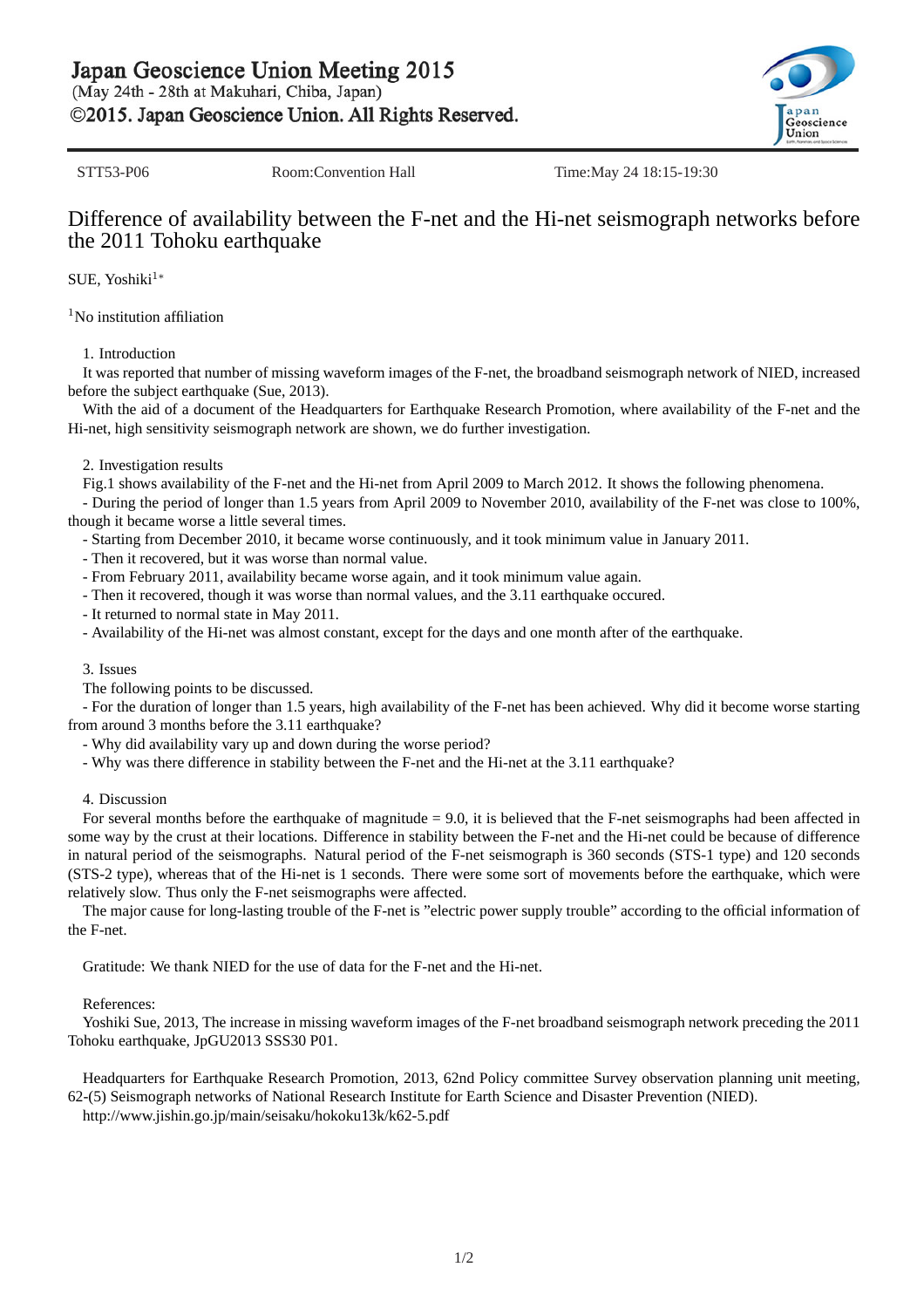Japan Geoscience Union Meeting 2015
(May 24th - 28th at Makuhari, Chiba, Japan)
©2015. Japan Geoscience Union. All Rights Reserved.

STT53-P06 Room:Convention Hall Time:May 24 18:15-19:30

# Difference of availability between the F-net and the Hi-net seismograph networks before the 2011 Tohoku earthquake

SUE, Yoshiki[1*]

[1]No institution affiliation

1. Introduction

It was reported that number of missing waveform images of the F-net, the broadband seismograph network of NIED, increased before the subject earthquake (Sue, 2013).

With the aid of a document of the Headquarters for Earthquake Research Promotion, where availability of the F-net and the Hi-net, high sensitivity seismograph network are shown, we do further investigation.

2. Investigation results

Fig.1 shows availability of the F-net and the Hi-net from April 2009 to March 2012. It shows the following phenomena.

- During the period of longer than 1.5 years from April 2009 to November 2010, availability of the F-net was close to 100%, though it became worse a little several times.
- Starting from December 2010, it became worse continuously, and it took minimum value in January 2011.
- Then it recovered, but it was worse than normal value.
- From February 2011, availability became worse again, and it took minimum value again.
- Then it recovered, though it was worse than normal values, and the 3.11 earthquake occured.
- It returned to normal state in May 2011.
- Availability of the Hi-net was almost constant, except for the days and one month after of the earthquake.

3. Issues

The following points to be discussed.

- For the duration of longer than 1.5 years, high availability of the F-net has been achieved. Why did it become worse starting from around 3 months before the 3.11 earthquake?
- Why did availability vary up and down during the worse period?
- Why was there difference in stability between the F-net and the Hi-net at the 3.11 earthquake?

4. Discussion

For several months before the earthquake of magnitude = 9.0, it is believed that the F-net seismographs had been affected in some way by the crust at their locations. Difference in stability between the F-net and the Hi-net could be because of difference in natural period of the seismographs. Natural period of the F-net seismograph is 360 seconds (STS-1 type) and 120 seconds (STS-2 type), whereas that of the Hi-net is 1 seconds. There were some sort of movements before the earthquake, which were relatively slow. Thus only the F-net seismographs were affected.

The major cause for long-lasting trouble of the F-net is "electric power supply trouble" according to the official information of the F-net.

Gratitude: We thank NIED for the use of data for the F-net and the Hi-net.

References:

Yoshiki Sue, 2013, The increase in missing waveform images of the F-net broadband seismograph network preceding the 2011 Tohoku earthquake, JpGU2013 SSS30 P01.

Headquarters for Earthquake Research Promotion, 2013, 62nd Policy committee Survey observation planning unit meeting, 62-(5) Seismograph networks of National Research Institute for Earth Science and Disaster Prevention (NIED).
http://www.jishin.go.jp/main/seisaku/hokoku13k/k62-5.pdf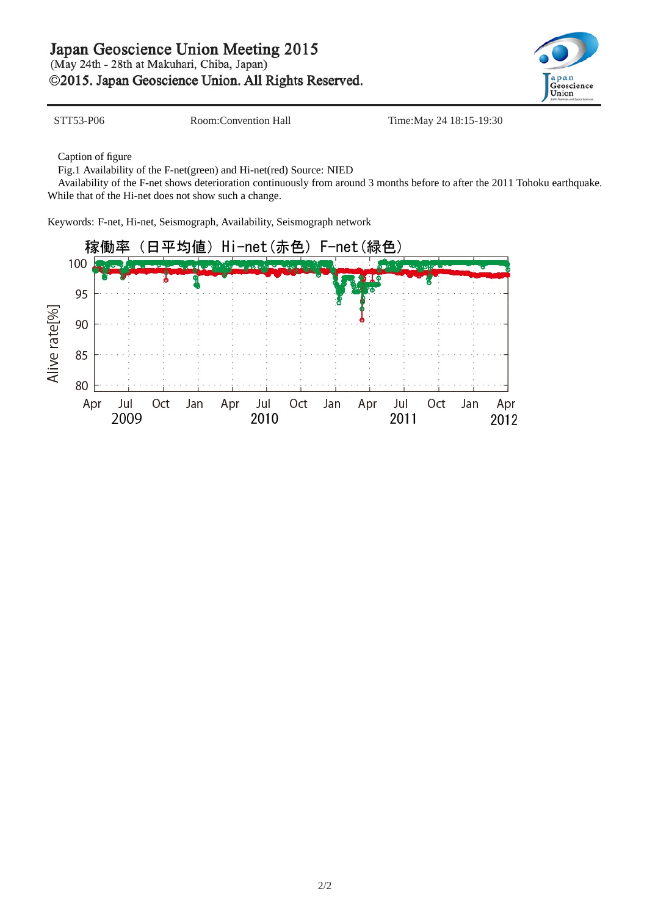STT53-P06 Room:Convention Hall Time:May 24 18:15-19:30

Caption of figure

Fig.1 Availability of the F-net(green) and Hi-net(red) Source: NIED

Availability of the F-net shows deterioration continuously from around 3 months before to after the 2011 Tohoku earthquake. While that of the Hi-net does not show such a change.

Keywords: F-net, Hi-net, Seismograph, Availability, Seismograph network

稼働率（日平均値）Hi-net(赤色) F-net(緑色)

Alive rate[%]

100
95
90
85
80

Apr Jul Oct Jan Apr Jul Oct Jan Apr Jul Oct Jan Apr

2009 2010 2011 2012